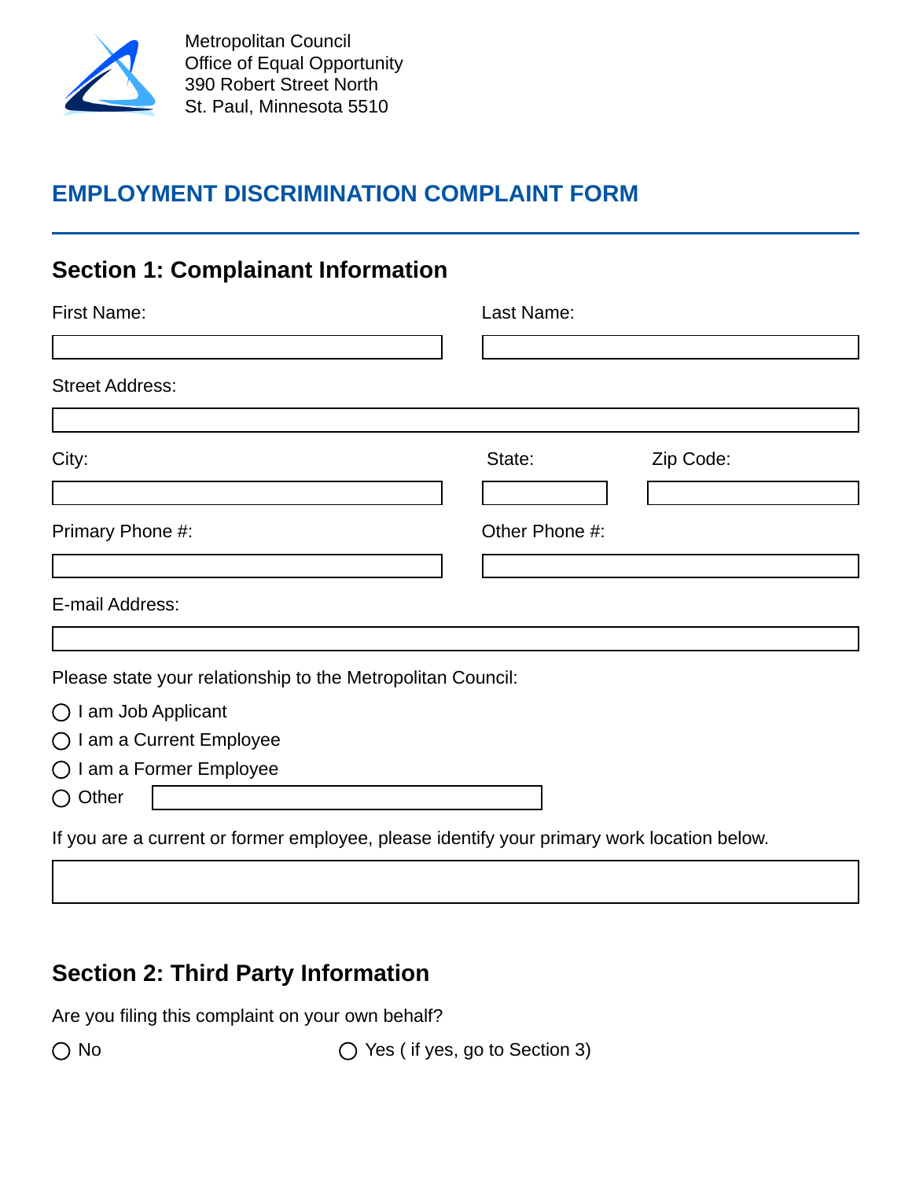Metropolitan Council
Office of Equal Opportunity
390 Robert Street North
St. Paul, Minnesota 5510

# EMPLOYMENT DISCRIMINATION COMPLAINT FORM

## Section 1: Complainant Information

First Name: ____________________ Last Name: ____________________

Street Address: ____________________

City: ____________________ State: __________ Zip Code: __________

Primary Phone #: ____________________ Other Phone #: ____________________

E-mail Address: ____________________

Please state your relationship to the Metropolitan Council:

- ◯ I am Job Applicant
- ◯ I am a Current Employee
- ◯ I am a Former Employee
- ◯ Other ____________________

If you are a current or former employee, please identify your primary work location below.

____________________

## Section 2: Third Party Information

Are you filing this complaint on your own behalf?

◯ No ◯ Yes ( if yes, go to Section 3)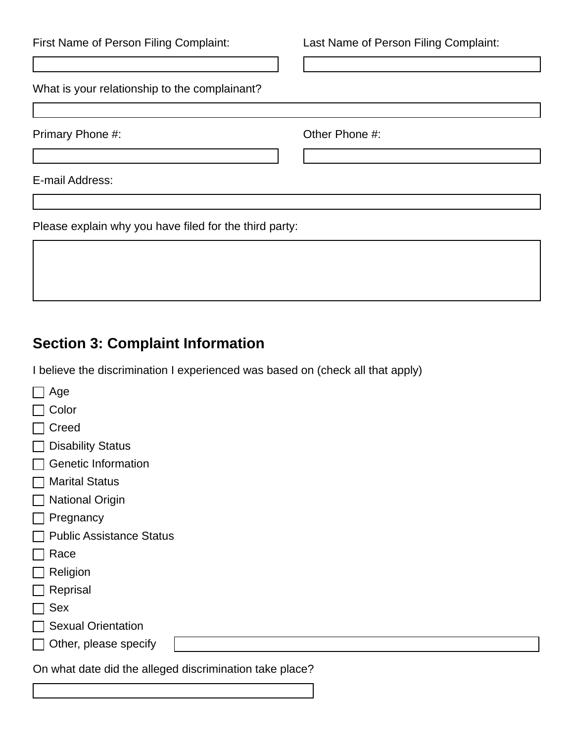First Name of Person Filing Complaint:

Last Name of Person Filing Complaint:

What is your relationship to the complainant?

Primary Phone #:

Other Phone #:

E-mail Address:

Please explain why you have filed for the third party:

## Section 3: Complaint Information

I believe the discrimination I experienced was based on (check all that apply)

- [ ] Age
- [ ] Color
- [ ] Creed
- [ ] Disability Status
- [ ] Genetic Information
- [ ] Marital Status
- [ ] National Origin
- [ ] Pregnancy
- [ ] Public Assistance Status
- [ ] Race
- [ ] Religion
- [ ] Reprisal
- [ ] Sex
- [ ] Sexual Orientation
- [ ] Other, please specify

On what date did the alleged discrimination take place?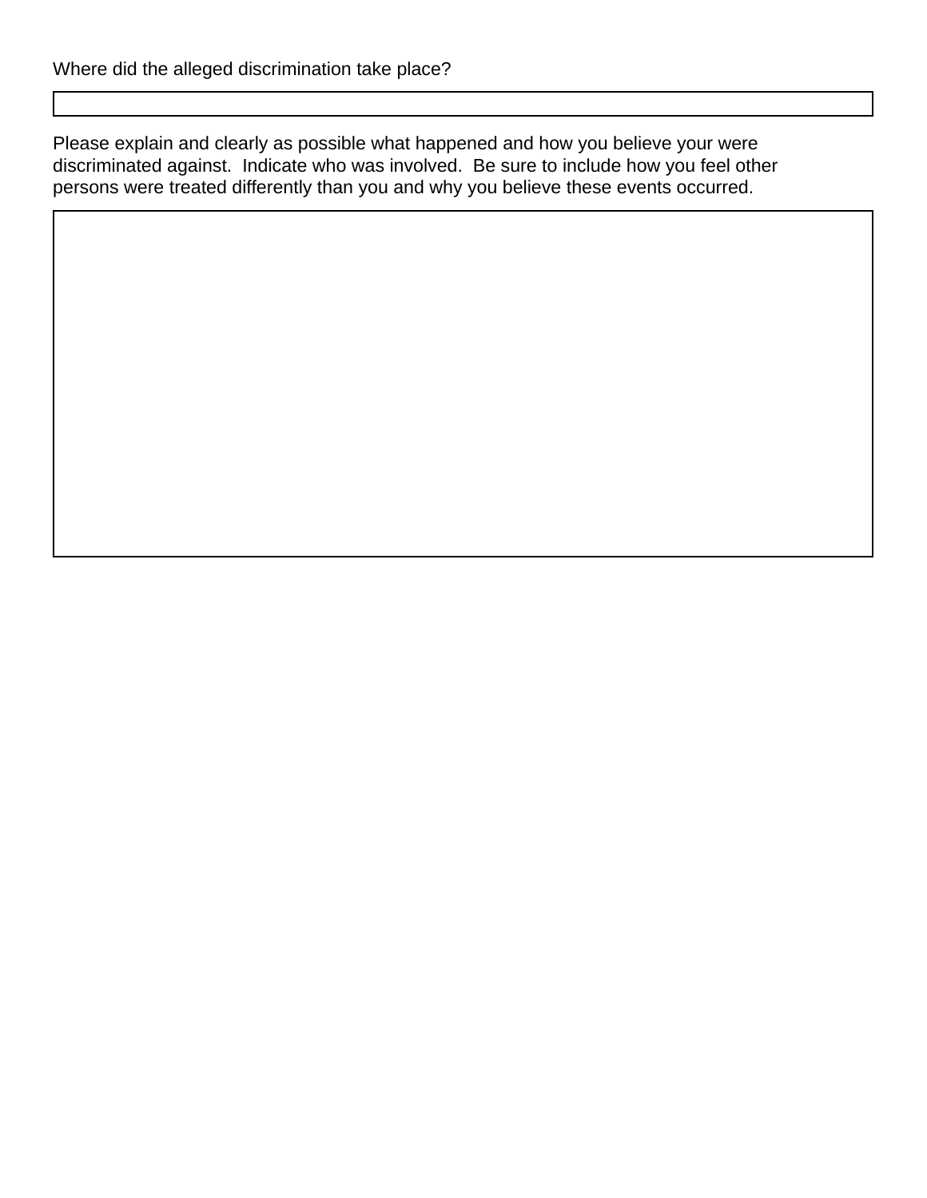Where did the alleged discrimination take place?

| |
|---|
| |

Please explain and clearly as possible what happened and how you believe your were discriminated against.  Indicate who was involved.  Be sure to include how you feel other persons were treated differently than you and why you believe these events occurred.

| |
|---|
| |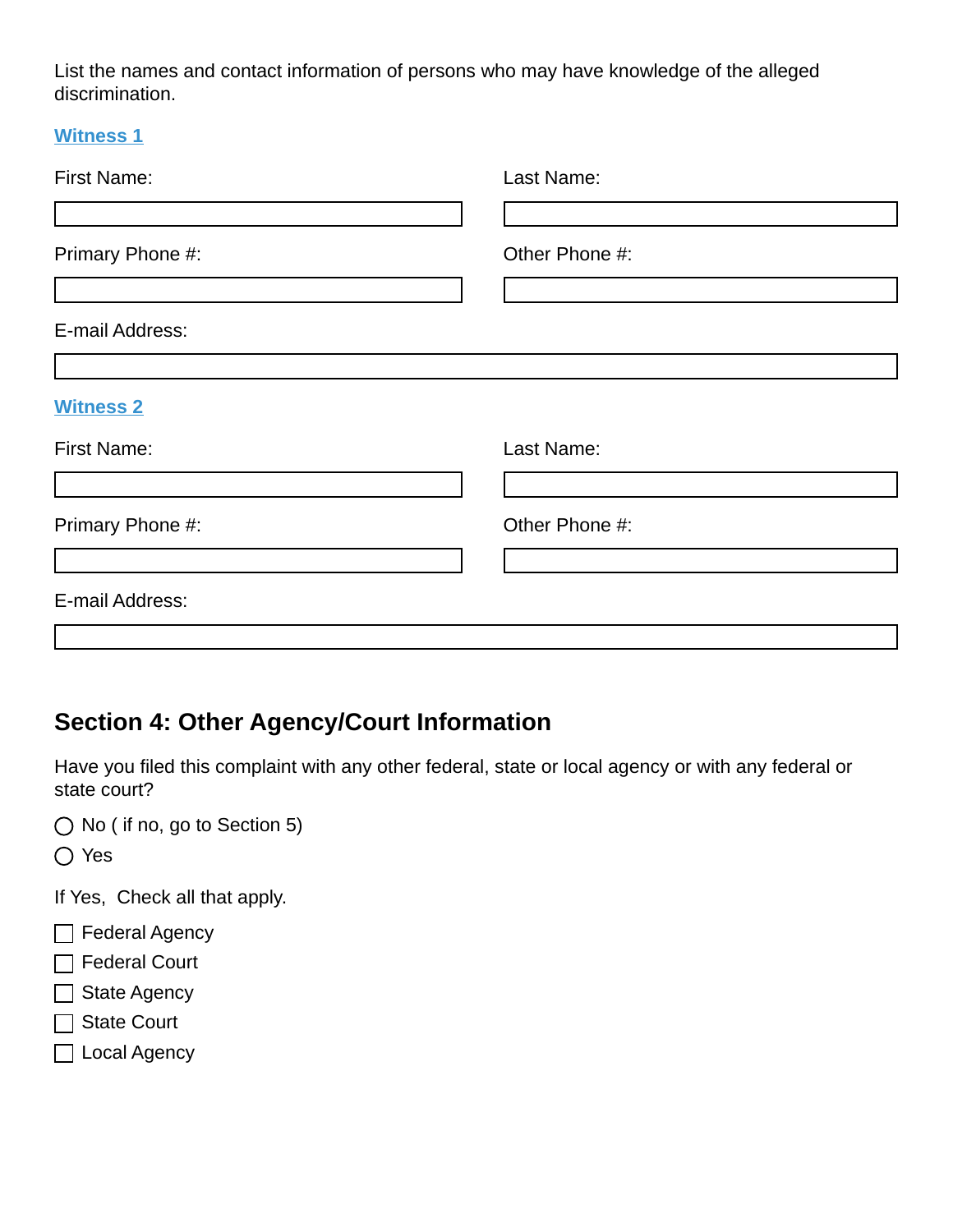List the names and contact information of persons who may have knowledge of the alleged discrimination.

**Witness 1**

First Name: ______________________

Last Name: ______________________

Primary Phone #: ______________________

Other Phone #: ______________________

E-mail Address: ______________________

**Witness 2**

First Name: ______________________

Last Name: ______________________

Primary Phone #: ______________________

Other Phone #: ______________________

E-mail Address: ______________________

## Section 4: Other Agency/Court Information

Have you filed this complaint with any other federal, state or local agency or with any federal or state court?

○ No ( if no, go to Section 5)

○ Yes

If Yes, Check all that apply.

- ☐ Federal Agency
- ☐ Federal Court
- ☐ State Agency
- ☐ State Court
- ☐ Local Agency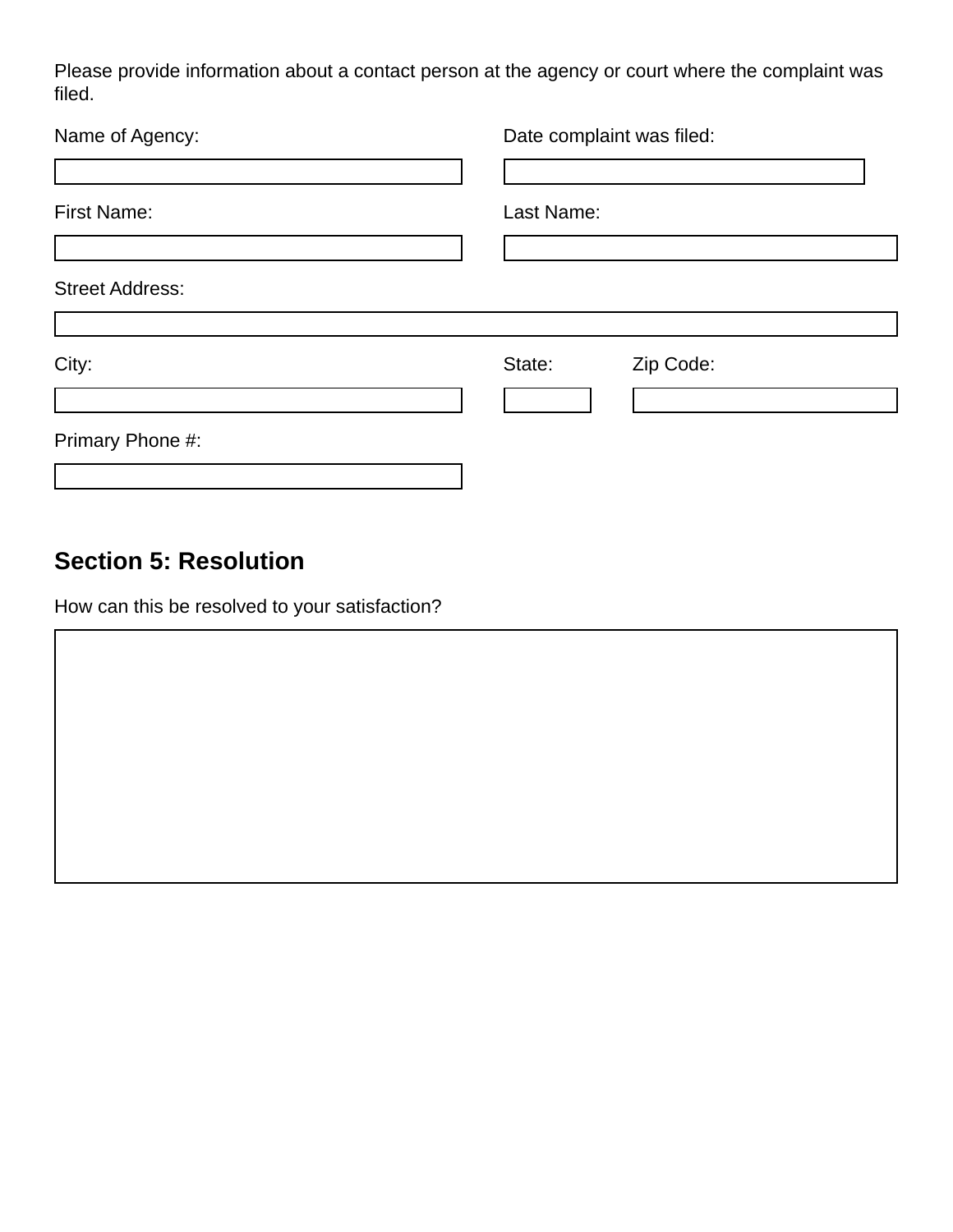Please provide information about a contact person at the agency or court where the complaint was filed.

Name of Agency:

Date complaint was filed:

First Name:

Last Name:

Street Address:

City:

State:

Zip Code:

Primary Phone #:

## Section 5: Resolution

How can this be resolved to your satisfaction?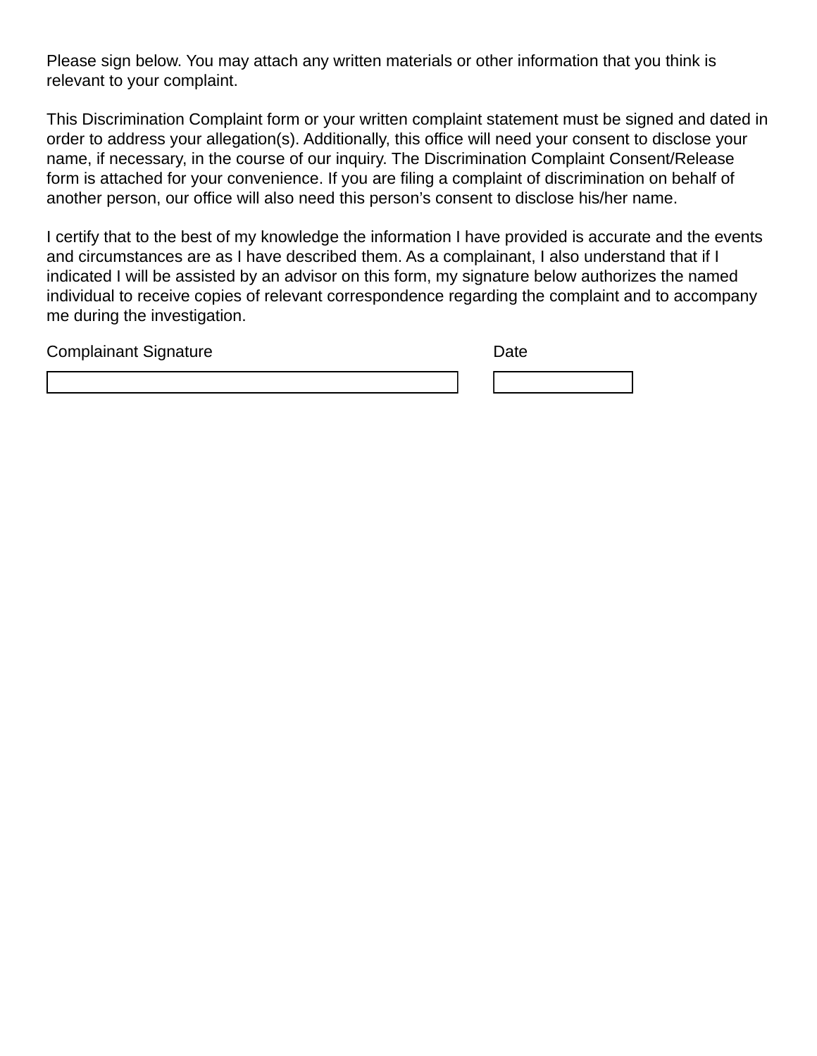Please sign below. You may attach any written materials or other information that you think is relevant to your complaint.

This Discrimination Complaint form or your written complaint statement must be signed and dated in order to address your allegation(s). Additionally, this office will need your consent to disclose your name, if necessary, in the course of our inquiry. The Discrimination Complaint Consent/Release form is attached for your convenience. If you are filing a complaint of discrimination on behalf of another person, our office will also need this person's consent to disclose his/her name.

I certify that to the best of my knowledge the information I have provided is accurate and the events and circumstances are as I have described them. As a complainant, I also understand that if I indicated I will be assisted by an advisor on this form, my signature below authorizes the named individual to receive copies of relevant correspondence regarding the complaint and to accompany me during the investigation.

| Complainant Signature | Date |
| --- | --- |
| | |